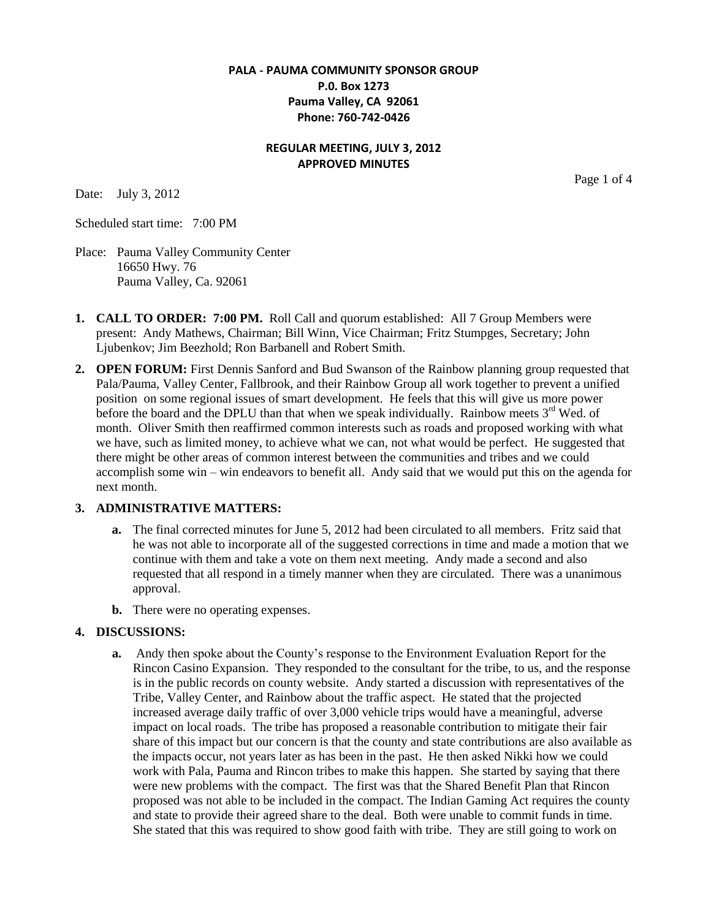**PALA - PAUMA COMMUNITY SPONSOR GROUP**
**P.0. Box 1273**
**Pauma Valley, CA 92061**
**Phone: 760-742-0426**

**REGULAR MEETING, JULY 3, 2012**
**APPROVED MINUTES**

Date: July 3, 2012

Scheduled start time: 7:00 PM

Place: Pauma Valley Community Center
16650 Hwy. 76
Pauma Valley, Ca. 92061

1. **CALL TO ORDER: 7:00 PM.** Roll Call and quorum established: All 7 Group Members were present: Andy Mathews, Chairman; Bill Winn, Vice Chairman; Fritz Stumpges, Secretary; John Ljubenkov; Jim Beezhold; Ron Barbanell and Robert Smith.

2. **OPEN FORUM:** First Dennis Sanford and Bud Swanson of the Rainbow planning group requested that Pala/Pauma, Valley Center, Fallbrook, and their Rainbow Group all work together to prevent a unified position on some regional issues of smart development. He feels that this will give us more power before the board and the DPLU than that when we speak individually. Rainbow meets 3rd Wed. of month. Oliver Smith then reaffirmed common interests such as roads and proposed working with what we have, such as limited money, to achieve what we can, not what would be perfect. He suggested that there might be other areas of common interest between the communities and tribes and we could accomplish some win – win endeavors to benefit all. Andy said that we would put this on the agenda for next month.

3. **ADMINISTRATIVE MATTERS:**

   a. The final corrected minutes for June 5, 2012 had been circulated to all members. Fritz said that he was not able to incorporate all of the suggested corrections in time and made a motion that we continue with them and take a vote on them next meeting. Andy made a second and also requested that all respond in a timely manner when they are circulated. There was a unanimous approval.

   b. There were no operating expenses.

4. **DISCUSSIONS:**

   a. Andy then spoke about the County's response to the Environment Evaluation Report for the Rincon Casino Expansion. They responded to the consultant for the tribe, to us, and the response is in the public records on county website. Andy started a discussion with representatives of the Tribe, Valley Center, and Rainbow about the traffic aspect. He stated that the projected increased average daily traffic of over 3,000 vehicle trips would have a meaningful, adverse impact on local roads. The tribe has proposed a reasonable contribution to mitigate their fair share of this impact but our concern is that the county and state contributions are also available as the impacts occur, not years later as has been in the past. He then asked Nikki how we could work with Pala, Pauma and Rincon tribes to make this happen. She started by saying that there were new problems with the compact. The first was that the Shared Benefit Plan that Rincon proposed was not able to be included in the compact. The Indian Gaming Act requires the county and state to provide their agreed share to the deal. Both were unable to commit funds in time. She stated that this was required to show good faith with tribe. They are still going to work on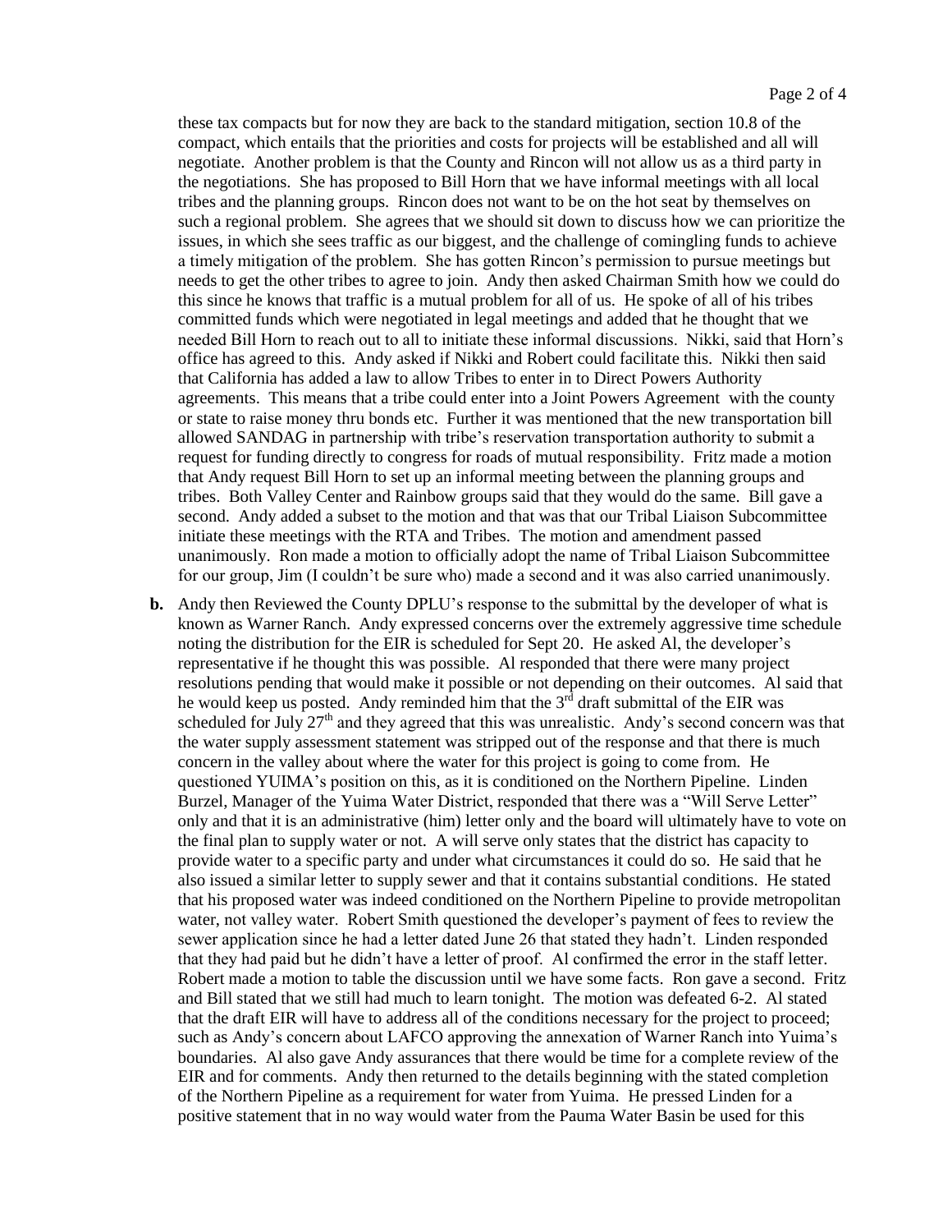these tax compacts but for now they are back to the standard mitigation, section 10.8 of the compact, which entails that the priorities and costs for projects will be established and all will negotiate. Another problem is that the County and Rincon will not allow us as a third party in the negotiations. She has proposed to Bill Horn that we have informal meetings with all local tribes and the planning groups. Rincon does not want to be on the hot seat by themselves on such a regional problem. She agrees that we should sit down to discuss how we can prioritize the issues, in which she sees traffic as our biggest, and the challenge of comingling funds to achieve a timely mitigation of the problem. She has gotten Rincon's permission to pursue meetings but needs to get the other tribes to agree to join. Andy then asked Chairman Smith how we could do this since he knows that traffic is a mutual problem for all of us. He spoke of all of his tribes committed funds which were negotiated in legal meetings and added that he thought that we needed Bill Horn to reach out to all to initiate these informal discussions. Nikki, said that Horn's office has agreed to this. Andy asked if Nikki and Robert could facilitate this. Nikki then said that California has added a law to allow Tribes to enter in to Direct Powers Authority agreements. This means that a tribe could enter into a Joint Powers Agreement with the county or state to raise money thru bonds etc. Further it was mentioned that the new transportation bill allowed SANDAG in partnership with tribe's reservation transportation authority to submit a request for funding directly to congress for roads of mutual responsibility. Fritz made a motion that Andy request Bill Horn to set up an informal meeting between the planning groups and tribes. Both Valley Center and Rainbow groups said that they would do the same. Bill gave a second. Andy added a subset to the motion and that was that our Tribal Liaison Subcommittee initiate these meetings with the RTA and Tribes. The motion and amendment passed unanimously. Ron made a motion to officially adopt the name of Tribal Liaison Subcommittee for our group, Jim (I couldn't be sure who) made a second and it was also carried unanimously.

**b.** Andy then Reviewed the County DPLU's response to the submittal by the developer of what is known as Warner Ranch. Andy expressed concerns over the extremely aggressive time schedule noting the distribution for the EIR is scheduled for Sept 20. He asked Al, the developer's representative if he thought this was possible. Al responded that there were many project resolutions pending that would make it possible or not depending on their outcomes. Al said that he would keep us posted. Andy reminded him that the 3rd draft submittal of the EIR was scheduled for July 27th and they agreed that this was unrealistic. Andy's second concern was that the water supply assessment statement was stripped out of the response and that there is much concern in the valley about where the water for this project is going to come from. He questioned YUIMA's position on this, as it is conditioned on the Northern Pipeline. Linden Burzel, Manager of the Yuima Water District, responded that there was a "Will Serve Letter" only and that it is an administrative (him) letter only and the board will ultimately have to vote on the final plan to supply water or not. A will serve only states that the district has capacity to provide water to a specific party and under what circumstances it could do so. He said that he also issued a similar letter to supply sewer and that it contains substantial conditions. He stated that his proposed water was indeed conditioned on the Northern Pipeline to provide metropolitan water, not valley water. Robert Smith questioned the developer's payment of fees to review the sewer application since he had a letter dated June 26 that stated they hadn't. Linden responded that they had paid but he didn't have a letter of proof. Al confirmed the error in the staff letter. Robert made a motion to table the discussion until we have some facts. Ron gave a second. Fritz and Bill stated that we still had much to learn tonight. The motion was defeated 6-2. Al stated that the draft EIR will have to address all of the conditions necessary for the project to proceed; such as Andy's concern about LAFCO approving the annexation of Warner Ranch into Yuima's boundaries. Al also gave Andy assurances that there would be time for a complete review of the EIR and for comments. Andy then returned to the details beginning with the stated completion of the Northern Pipeline as a requirement for water from Yuima. He pressed Linden for a positive statement that in no way would water from the Pauma Water Basin be used for this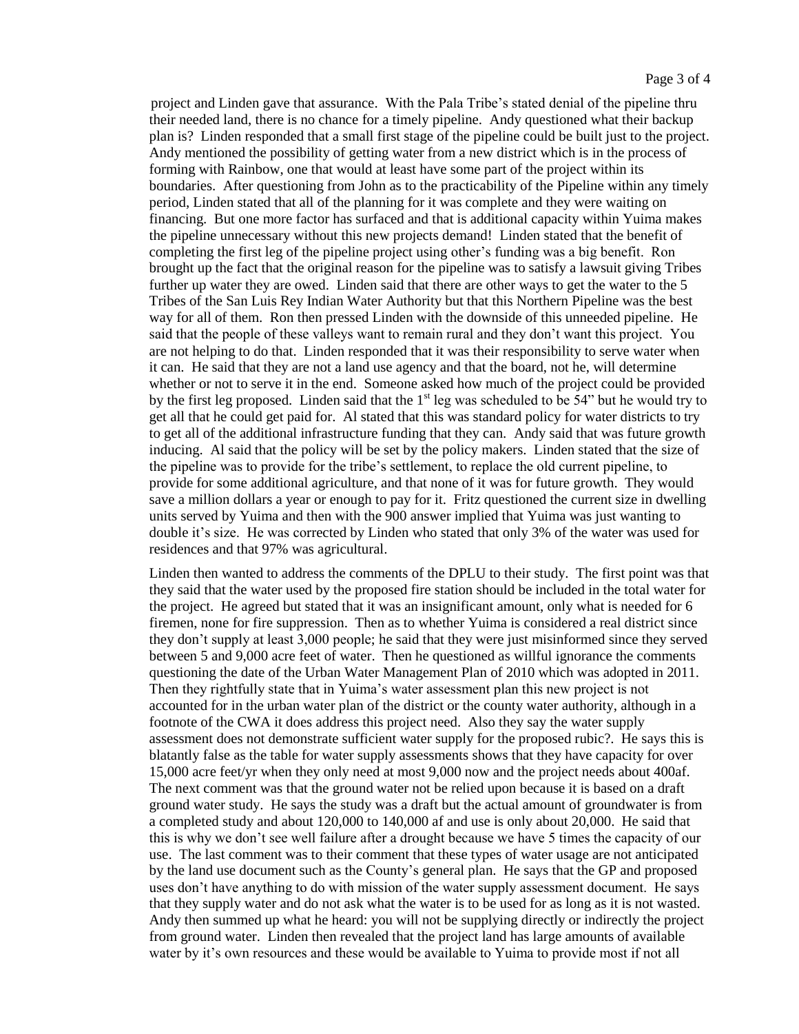project and Linden gave that assurance. With the Pala Tribe's stated denial of the pipeline thru their needed land, there is no chance for a timely pipeline. Andy questioned what their backup plan is? Linden responded that a small first stage of the pipeline could be built just to the project. Andy mentioned the possibility of getting water from a new district which is in the process of forming with Rainbow, one that would at least have some part of the project within its boundaries. After questioning from John as to the practicability of the Pipeline within any timely period, Linden stated that all of the planning for it was complete and they were waiting on financing. But one more factor has surfaced and that is additional capacity within Yuima makes the pipeline unnecessary without this new projects demand! Linden stated that the benefit of completing the first leg of the pipeline project using other's funding was a big benefit. Ron brought up the fact that the original reason for the pipeline was to satisfy a lawsuit giving Tribes further up water they are owed. Linden said that there are other ways to get the water to the 5 Tribes of the San Luis Rey Indian Water Authority but that this Northern Pipeline was the best way for all of them. Ron then pressed Linden with the downside of this unneeded pipeline. He said that the people of these valleys want to remain rural and they don't want this project. You are not helping to do that. Linden responded that it was their responsibility to serve water when it can. He said that they are not a land use agency and that the board, not he, will determine whether or not to serve it in the end. Someone asked how much of the project could be provided by the first leg proposed. Linden said that the 1st leg was scheduled to be 54" but he would try to get all that he could get paid for. Al stated that this was standard policy for water districts to try to get all of the additional infrastructure funding that they can. Andy said that was future growth inducing. Al said that the policy will be set by the policy makers. Linden stated that the size of the pipeline was to provide for the tribe's settlement, to replace the old current pipeline, to provide for some additional agriculture, and that none of it was for future growth. They would save a million dollars a year or enough to pay for it. Fritz questioned the current size in dwelling units served by Yuima and then with the 900 answer implied that Yuima was just wanting to double it's size. He was corrected by Linden who stated that only 3% of the water was used for residences and that 97% was agricultural.

Linden then wanted to address the comments of the DPLU to their study. The first point was that they said that the water used by the proposed fire station should be included in the total water for the project. He agreed but stated that it was an insignificant amount, only what is needed for 6 firemen, none for fire suppression. Then as to whether Yuima is considered a real district since they don't supply at least 3,000 people; he said that they were just misinformed since they served between 5 and 9,000 acre feet of water. Then he questioned as willful ignorance the comments questioning the date of the Urban Water Management Plan of 2010 which was adopted in 2011. Then they rightfully state that in Yuima's water assessment plan this new project is not accounted for in the urban water plan of the district or the county water authority, although in a footnote of the CWA it does address this project need. Also they say the water supply assessment does not demonstrate sufficient water supply for the proposed rubic?. He says this is blatantly false as the table for water supply assessments shows that they have capacity for over 15,000 acre feet/yr when they only need at most 9,000 now and the project needs about 400af. The next comment was that the ground water not be relied upon because it is based on a draft ground water study. He says the study was a draft but the actual amount of groundwater is from a completed study and about 120,000 to 140,000 af and use is only about 20,000. He said that this is why we don't see well failure after a drought because we have 5 times the capacity of our use. The last comment was to their comment that these types of water usage are not anticipated by the land use document such as the County's general plan. He says that the GP and proposed uses don't have anything to do with mission of the water supply assessment document. He says that they supply water and do not ask what the water is to be used for as long as it is not wasted. Andy then summed up what he heard: you will not be supplying directly or indirectly the project from ground water. Linden then revealed that the project land has large amounts of available water by it's own resources and these would be available to Yuima to provide most if not all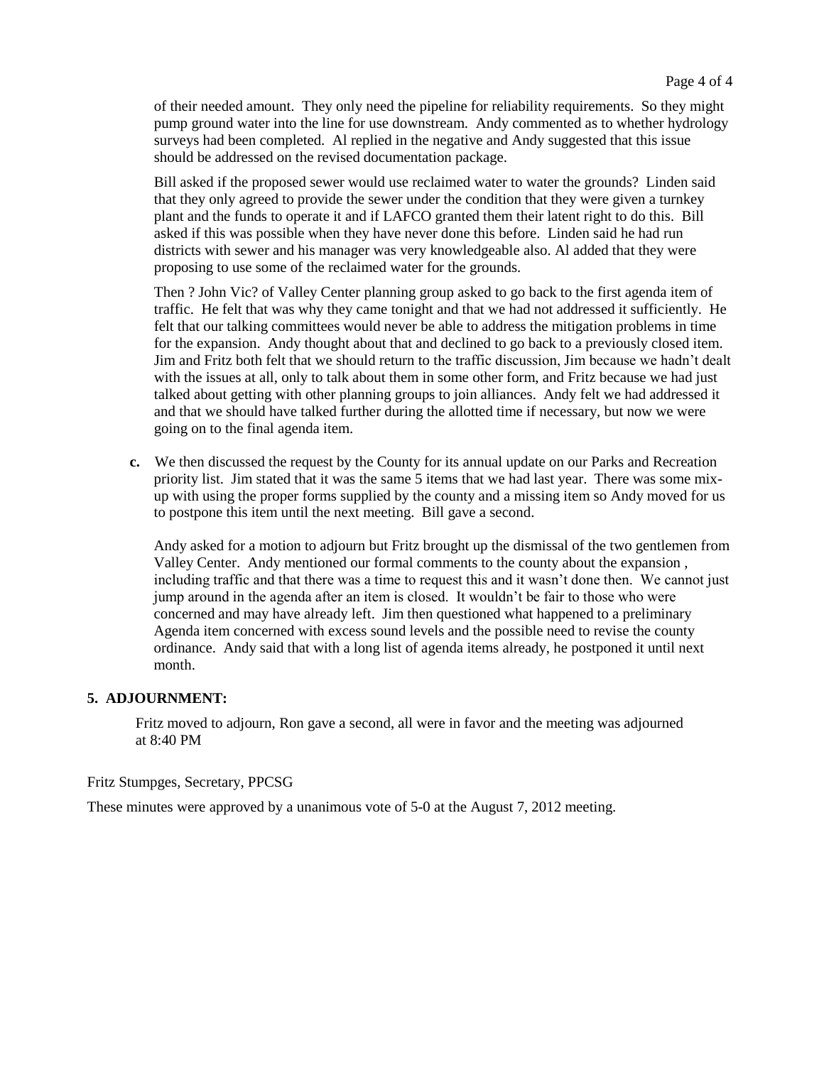of their needed amount. They only need the pipeline for reliability requirements. So they might pump ground water into the line for use downstream. Andy commented as to whether hydrology surveys had been completed. Al replied in the negative and Andy suggested that this issue should be addressed on the revised documentation package.

Bill asked if the proposed sewer would use reclaimed water to water the grounds? Linden said that they only agreed to provide the sewer under the condition that they were given a turnkey plant and the funds to operate it and if LAFCO granted them their latent right to do this. Bill asked if this was possible when they have never done this before. Linden said he had run districts with sewer and his manager was very knowledgeable also. Al added that they were proposing to use some of the reclaimed water for the grounds.

Then ? John Vic? of Valley Center planning group asked to go back to the first agenda item of traffic. He felt that was why they came tonight and that we had not addressed it sufficiently. He felt that our talking committees would never be able to address the mitigation problems in time for the expansion. Andy thought about that and declined to go back to a previously closed item. Jim and Fritz both felt that we should return to the traffic discussion, Jim because we hadn't dealt with the issues at all, only to talk about them in some other form, and Fritz because we had just talked about getting with other planning groups to join alliances. Andy felt we had addressed it and that we should have talked further during the allotted time if necessary, but now we were going on to the final agenda item.

**c.** We then discussed the request by the County for its annual update on our Parks and Recreation priority list. Jim stated that it was the same 5 items that we had last year. There was some mix-up with using the proper forms supplied by the county and a missing item so Andy moved for us to postpone this item until the next meeting. Bill gave a second.

Andy asked for a motion to adjourn but Fritz brought up the dismissal of the two gentlemen from Valley Center. Andy mentioned our formal comments to the county about the expansion , including traffic and that there was a time to request this and it wasn't done then. We cannot just jump around in the agenda after an item is closed. It wouldn't be fair to those who were concerned and may have already left. Jim then questioned what happened to a preliminary Agenda item concerned with excess sound levels and the possible need to revise the county ordinance. Andy said that with a long list of agenda items already, he postponed it until next month.

**5. ADJOURNMENT:**

Fritz moved to adjourn, Ron gave a second, all were in favor and the meeting was adjourned at 8:40 PM

Fritz Stumpges, Secretary, PPCSG

These minutes were approved by a unanimous vote of 5-0 at the August 7, 2012 meeting.